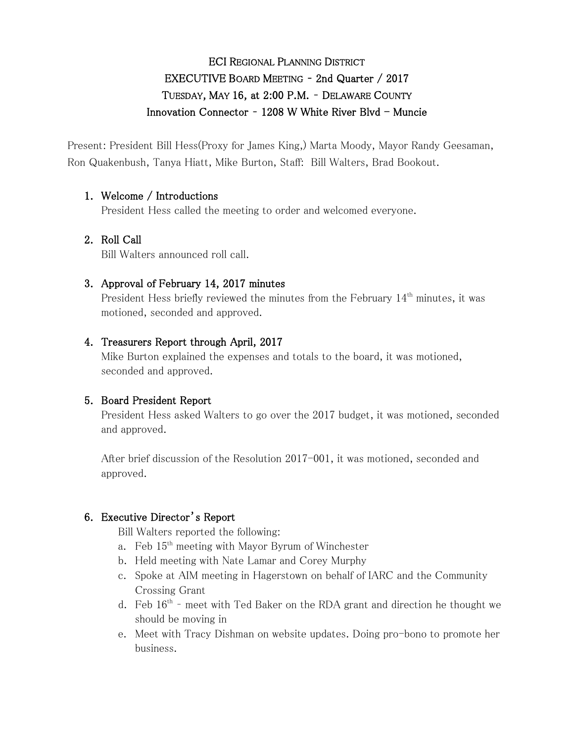# ECI Regional Planning District
## EXECUTIVE Board Meeting - 2nd Quarter / 2017
## Tuesday, May 16, at 2:00 P.M. - Delaware County
## Innovation Connector - 1208 W White River Blvd – Muncie

Present: President Bill Hess(Proxy for James King,) Marta Moody, Mayor Randy Geesaman, Ron Quakenbush, Tanya Hiatt, Mike Burton, Staff: Bill Walters, Brad Bookout.

1. **Welcome / Introductions**
   President Hess called the meeting to order and welcomed everyone.

2. **Roll Call**
   Bill Walters announced roll call.

3. **Approval of February 14, 2017 minutes**
   President Hess briefly reviewed the minutes from the February 14th minutes, it was motioned, seconded and approved.

4. **Treasurers Report through April, 2017**
   Mike Burton explained the expenses and totals to the board, it was motioned, seconded and approved.

5. **Board President Report**
   President Hess asked Walters to go over the 2017 budget, it was motioned, seconded and approved.

   After brief discussion of the Resolution 2017-001, it was motioned, seconded and approved.

6. **Executive Director's Report**
   Bill Walters reported the following:
   a. Feb 15th meeting with Mayor Byrum of Winchester
   b. Held meeting with Nate Lamar and Corey Murphy
   c. Spoke at AIM meeting in Hagerstown on behalf of IARC and the Community Crossing Grant
   d. Feb 16th - meet with Ted Baker on the RDA grant and direction he thought we should be moving in
   e. Meet with Tracy Dishman on website updates. Doing pro-bono to promote her business.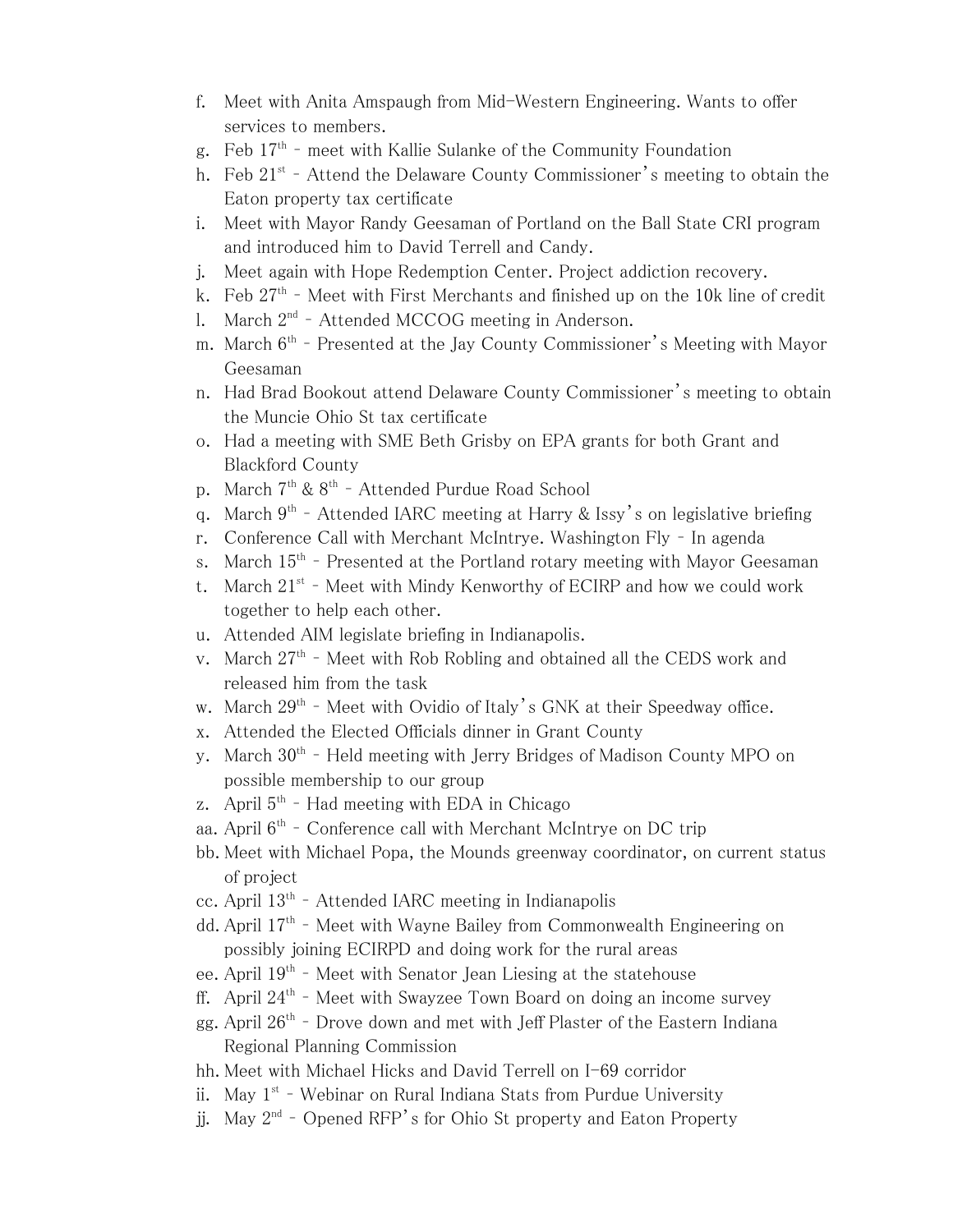f. Meet with Anita Amspaugh from Mid-Western Engineering. Wants to offer services to members.
g. Feb 17th – meet with Kallie Sulanke of the Community Foundation
h. Feb 21st – Attend the Delaware County Commissioner's meeting to obtain the Eaton property tax certificate
i. Meet with Mayor Randy Geesaman of Portland on the Ball State CRI program and introduced him to David Terrell and Candy.
j. Meet again with Hope Redemption Center. Project addiction recovery.
k. Feb 27th – Meet with First Merchants and finished up on the 10k line of credit
l. March 2nd – Attended MCCOG meeting in Anderson.
m. March 6th – Presented at the Jay County Commissioner's Meeting with Mayor Geesaman
n. Had Brad Bookout attend Delaware County Commissioner's meeting to obtain the Muncie Ohio St tax certificate
o. Had a meeting with SME Beth Grisby on EPA grants for both Grant and Blackford County
p. March 7th & 8th – Attended Purdue Road School
q. March 9th – Attended IARC meeting at Harry & Issy's on legislative briefing
r. Conference Call with Merchant McIntrye. Washington Fly – In agenda
s. March 15th – Presented at the Portland rotary meeting with Mayor Geesaman
t. March 21st – Meet with Mindy Kenworthy of ECIRP and how we could work together to help each other.
u. Attended AIM legislate briefing in Indianapolis.
v. March 27th – Meet with Rob Robling and obtained all the CEDS work and released him from the task
w. March 29th – Meet with Ovidio of Italy's GNK at their Speedway office.
x. Attended the Elected Officials dinner in Grant County
y. March 30th – Held meeting with Jerry Bridges of Madison County MPO on possible membership to our group
z. April 5th – Had meeting with EDA in Chicago
aa. April 6th – Conference call with Merchant McIntrye on DC trip
bb. Meet with Michael Popa, the Mounds greenway coordinator, on current status of project
cc. April 13th – Attended IARC meeting in Indianapolis
dd. April 17th – Meet with Wayne Bailey from Commonwealth Engineering on possibly joining ECIRPD and doing work for the rural areas
ee. April 19th – Meet with Senator Jean Liesing at the statehouse
ff. April 24th – Meet with Swayzee Town Board on doing an income survey
gg. April 26th – Drove down and met with Jeff Plaster of the Eastern Indiana Regional Planning Commission
hh. Meet with Michael Hicks and David Terrell on I-69 corridor
ii. May 1st – Webinar on Rural Indiana Stats from Purdue University
jj. May 2nd – Opened RFP's for Ohio St property and Eaton Property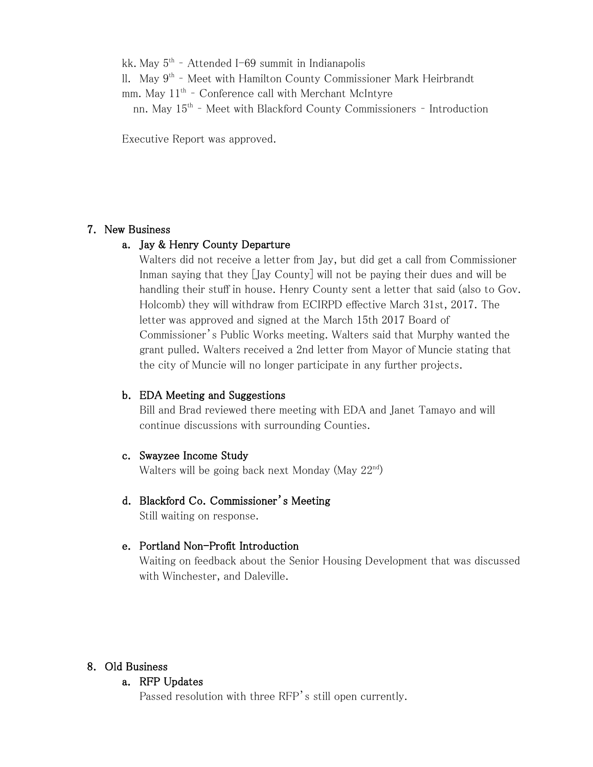kk. May 5th – Attended I-69 summit in Indianapolis
ll. May 9th – Meet with Hamilton County Commissioner Mark Heirbrandt
mm. May 11th – Conference call with Merchant McIntyre
nn. May 15th – Meet with Blackford County Commissioners – Introduction

Executive Report was approved.

## 7. New Business

### a. Jay & Henry County Departure

Walters did not receive a letter from Jay, but did get a call from Commissioner Inman saying that they [Jay County] will not be paying their dues and will be handling their stuff in house. Henry County sent a letter that said (also to Gov. Holcomb) they will withdraw from ECIRPD effective March 31st, 2017. The letter was approved and signed at the March 15th 2017 Board of Commissioner's Public Works meeting. Walters said that Murphy wanted the grant pulled. Walters received a 2nd letter from Mayor of Muncie stating that the city of Muncie will no longer participate in any further projects.

### b. EDA Meeting and Suggestions

Bill and Brad reviewed there meeting with EDA and Janet Tamayo and will continue discussions with surrounding Counties.

### c. Swayzee Income Study

Walters will be going back next Monday (May 22nd)

### d. Blackford Co. Commissioner's Meeting

Still waiting on response.

### e. Portland Non-Profit Introduction

Waiting on feedback about the Senior Housing Development that was discussed with Winchester, and Daleville.

## 8. Old Business

### a. RFP Updates

Passed resolution with three RFP's still open currently.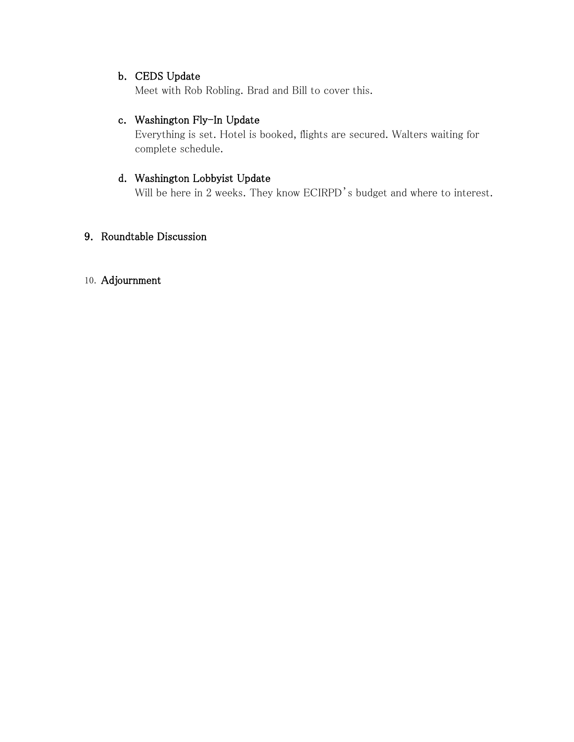b. **CEDS Update**
   Meet with Rob Robling. Brad and Bill to cover this.

c. **Washington Fly-In Update**
   Everything is set. Hotel is booked, flights are secured. Walters waiting for complete schedule.

d. **Washington Lobbyist Update**
   Will be here in 2 weeks. They know ECIRPD's budget and where to interest.

9. **Roundtable Discussion**

10. **Adjournment**